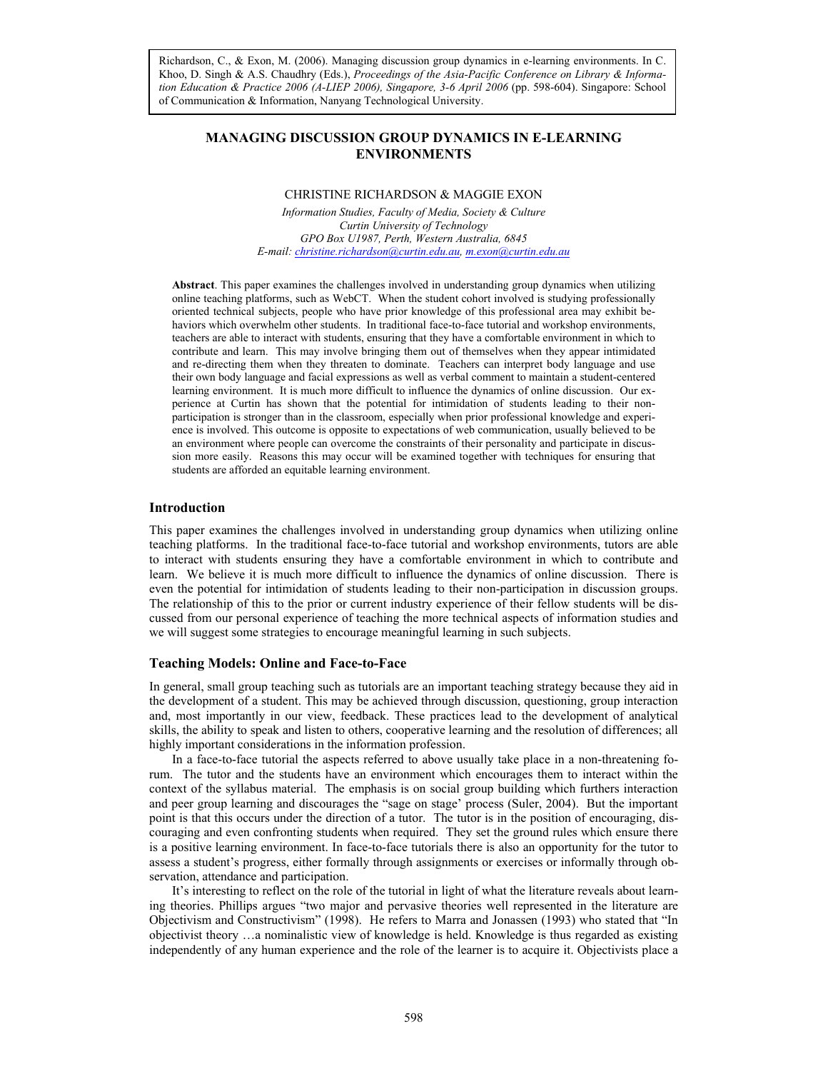Richardson, C., & Exon, M. (2006). Managing discussion group dynamics in e-learning environments. In C. Khoo, D. Singh & A.S. Chaudhry (Eds.), *Proceedings of the Asia-Pacific Conference on Library & Information Education & Practice 2006 (A-LIEP 2006), Singapore, 3-6 April 2006* (pp. 598-604). Singapore: School of Communication & Information, Nanyang Technological University.

# MANAGING DISCUSSION GROUP DYNAMICS IN E-LEARNING ENVIRONMENTS

CHRISTINE RICHARDSON & MAGGIE EXON

*Information Studies, Faculty of Media, Society & Culture*
*Curtin University of Technology*
*GPO Box U1987, Perth, Western Australia, 6845*
*E-mail: christine.richardson@curtin.edu.au, m.exon@curtin.edu.au*

**Abstract**. This paper examines the challenges involved in understanding group dynamics when utilizing online teaching platforms, such as WebCT. When the student cohort involved is studying professionally oriented technical subjects, people who have prior knowledge of this professional area may exhibit behaviors which overwhelm other students. In traditional face-to-face tutorial and workshop environments, teachers are able to interact with students, ensuring that they have a comfortable environment in which to contribute and learn. This may involve bringing them out of themselves when they appear intimidated and re-directing them when they threaten to dominate. Teachers can interpret body language and use their own body language and facial expressions as well as verbal comment to maintain a student-centered learning environment. It is much more difficult to influence the dynamics of online discussion. Our experience at Curtin has shown that the potential for intimidation of students leading to their non-participation is stronger than in the classroom, especially when prior professional knowledge and experience is involved. This outcome is opposite to expectations of web communication, usually believed to be an environment where people can overcome the constraints of their personality and participate in discussion more easily. Reasons this may occur will be examined together with techniques for ensuring that students are afforded an equitable learning environment.

## Introduction

This paper examines the challenges involved in understanding group dynamics when utilizing online teaching platforms. In the traditional face-to-face tutorial and workshop environments, tutors are able to interact with students ensuring they have a comfortable environment in which to contribute and learn. We believe it is much more difficult to influence the dynamics of online discussion. There is even the potential for intimidation of students leading to their non-participation in discussion groups. The relationship of this to the prior or current industry experience of their fellow students will be discussed from our personal experience of teaching the more technical aspects of information studies and we will suggest some strategies to encourage meaningful learning in such subjects.

## Teaching Models: Online and Face-to-Face

In general, small group teaching such as tutorials are an important teaching strategy because they aid in the development of a student. This may be achieved through discussion, questioning, group interaction and, most importantly in our view, feedback. These practices lead to the development of analytical skills, the ability to speak and listen to others, cooperative learning and the resolution of differences; all highly important considerations in the information profession.

In a face-to-face tutorial the aspects referred to above usually take place in a non-threatening forum. The tutor and the students have an environment which encourages them to interact within the context of the syllabus material. The emphasis is on social group building which furthers interaction and peer group learning and discourages the "sage on stage' process (Suler, 2004). But the important point is that this occurs under the direction of a tutor. The tutor is in the position of encouraging, discouraging and even confronting students when required. They set the ground rules which ensure there is a positive learning environment. In face-to-face tutorials there is also an opportunity for the tutor to assess a student's progress, either formally through assignments or exercises or informally through observation, attendance and participation.

It's interesting to reflect on the role of the tutorial in light of what the literature reveals about learning theories. Phillips argues "two major and pervasive theories well represented in the literature are Objectivism and Constructivism" (1998). He refers to Marra and Jonassen (1993) who stated that "In objectivist theory …a nominalistic view of knowledge is held. Knowledge is thus regarded as existing independently of any human experience and the role of the learner is to acquire it. Objectivists place a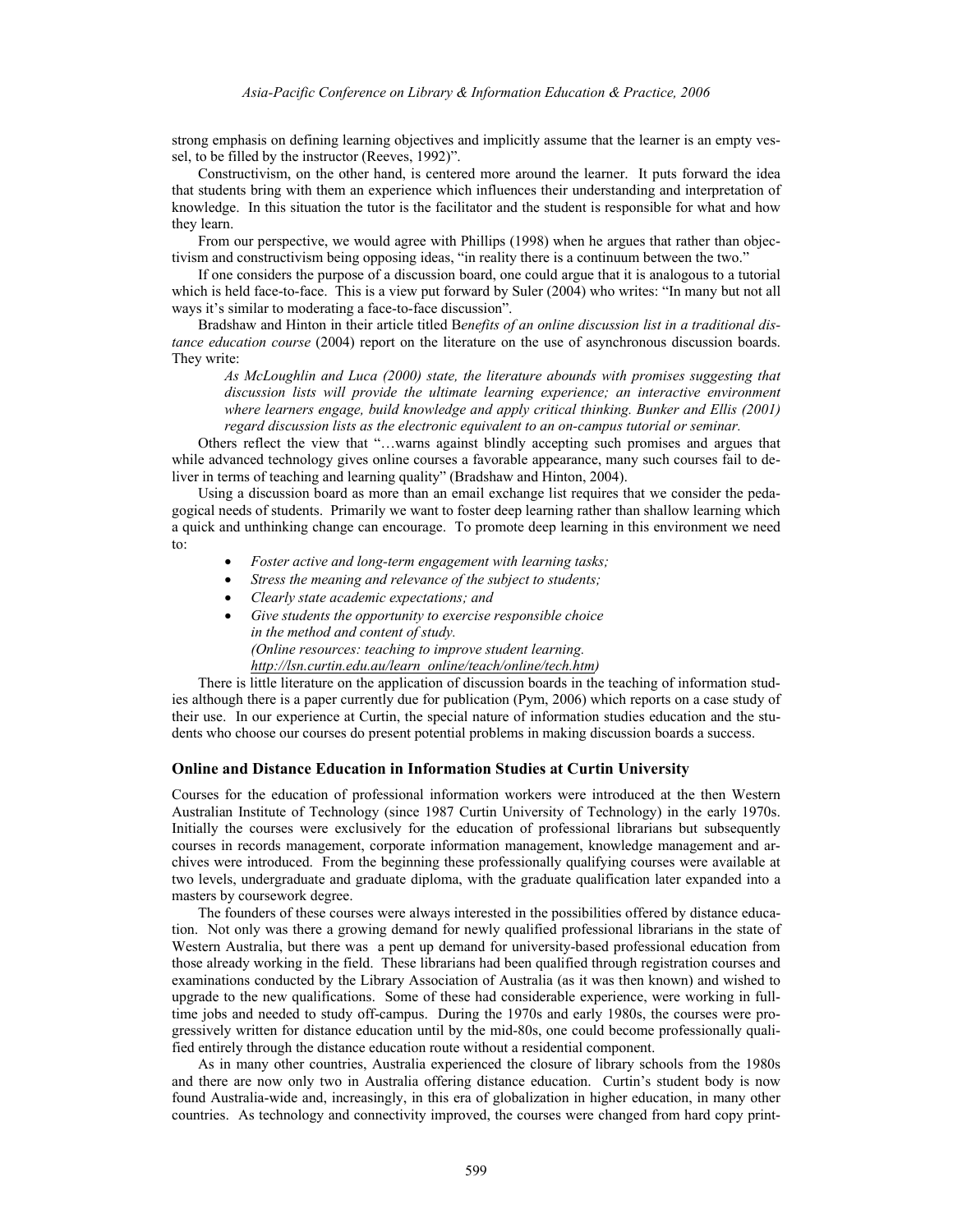strong emphasis on defining learning objectives and implicitly assume that the learner is an empty vessel, to be filled by the instructor (Reeves, 1992)".

Constructivism, on the other hand, is centered more around the learner. It puts forward the idea that students bring with them an experience which influences their understanding and interpretation of knowledge. In this situation the tutor is the facilitator and the student is responsible for what and how they learn.

From our perspective, we would agree with Phillips (1998) when he argues that rather than objectivism and constructivism being opposing ideas, "in reality there is a continuum between the two."

If one considers the purpose of a discussion board, one could argue that it is analogous to a tutorial which is held face-to-face. This is a view put forward by Suler (2004) who writes: "In many but not all ways it's similar to moderating a face-to-face discussion".

Bradshaw and Hinton in their article titled B*enefits of an online discussion list in a traditional distance education course* (2004) report on the literature on the use of asynchronous discussion boards. They write:

> *As McLoughlin and Luca (2000) state, the literature abounds with promises suggesting that discussion lists will provide the ultimate learning experience; an interactive environment where learners engage, build knowledge and apply critical thinking. Bunker and Ellis (2001) regard discussion lists as the electronic equivalent to an on-campus tutorial or seminar.*

Others reflect the view that "…warns against blindly accepting such promises and argues that while advanced technology gives online courses a favorable appearance, many such courses fail to deliver in terms of teaching and learning quality" (Bradshaw and Hinton, 2004).

Using a discussion board as more than an email exchange list requires that we consider the pedagogical needs of students. Primarily we want to foster deep learning rather than shallow learning which a quick and unthinking change can encourage. To promote deep learning in this environment we need to:

- *Foster active and long-term engagement with learning tasks;*
- *Stress the meaning and relevance of the subject to students;*
- *Clearly state academic expectations; and*
- *Give students the opportunity to exercise responsible choice in the method and content of study.*
  *(Online resources: teaching to improve student learning. http://lsn.curtin.edu.au/learn_online/teach/online/tech.htm)*

There is little literature on the application of discussion boards in the teaching of information studies although there is a paper currently due for publication (Pym, 2006) which reports on a case study of their use. In our experience at Curtin, the special nature of information studies education and the students who choose our courses do present potential problems in making discussion boards a success.

### Online and Distance Education in Information Studies at Curtin University

Courses for the education of professional information workers were introduced at the then Western Australian Institute of Technology (since 1987 Curtin University of Technology) in the early 1970s. Initially the courses were exclusively for the education of professional librarians but subsequently courses in records management, corporate information management, knowledge management and archives were introduced. From the beginning these professionally qualifying courses were available at two levels, undergraduate and graduate diploma, with the graduate qualification later expanded into a masters by coursework degree.

The founders of these courses were always interested in the possibilities offered by distance education. Not only was there a growing demand for newly qualified professional librarians in the state of Western Australia, but there was a pent up demand for university-based professional education from those already working in the field. These librarians had been qualified through registration courses and examinations conducted by the Library Association of Australia (as it was then known) and wished to upgrade to the new qualifications. Some of these had considerable experience, were working in full-time jobs and needed to study off-campus. During the 1970s and early 1980s, the courses were progressively written for distance education until by the mid-80s, one could become professionally qualified entirely through the distance education route without a residential component.

As in many other countries, Australia experienced the closure of library schools from the 1980s and there are now only two in Australia offering distance education. Curtin's student body is now found Australia-wide and, increasingly, in this era of globalization in higher education, in many other countries. As technology and connectivity improved, the courses were changed from hard copy print-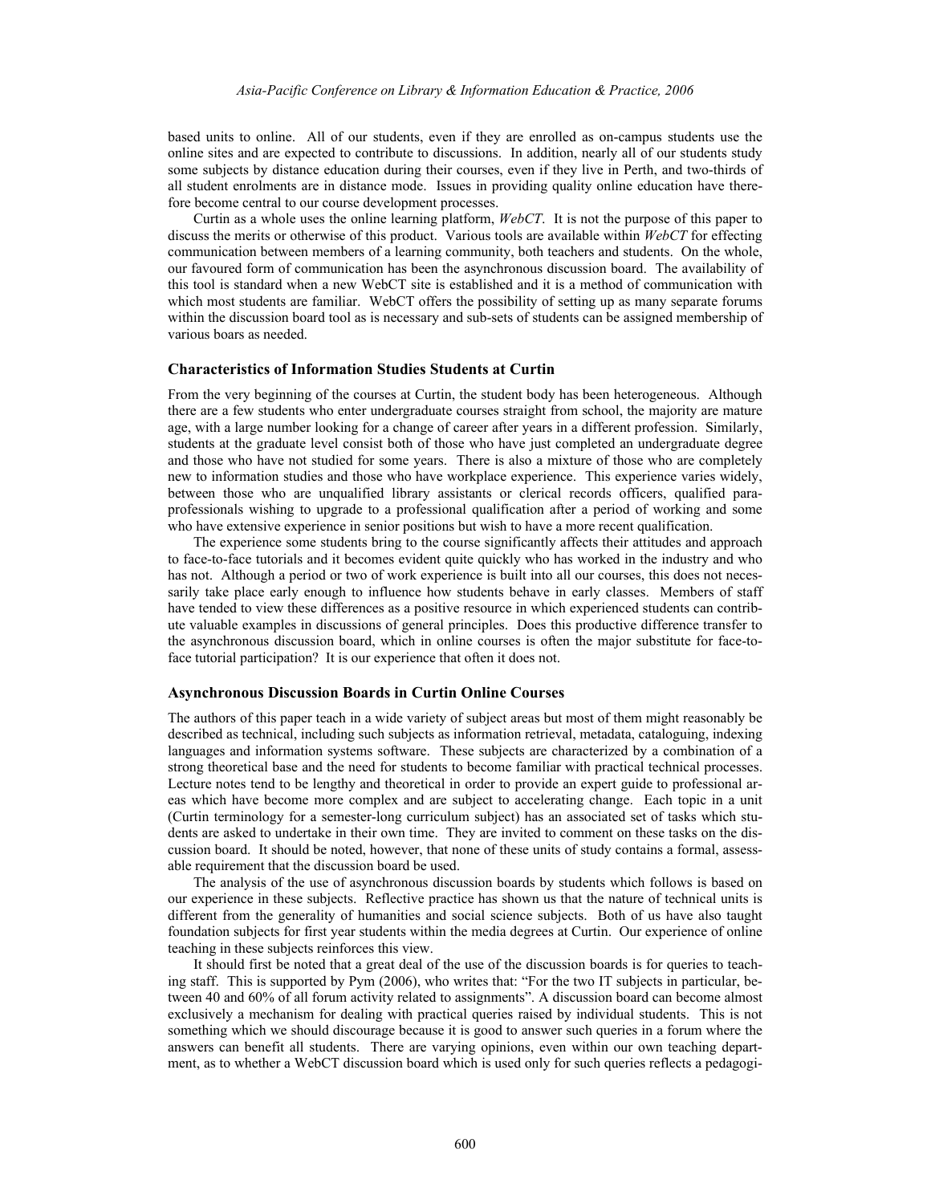based units to online. All of our students, even if they are enrolled as on-campus students use the online sites and are expected to contribute to discussions. In addition, nearly all of our students study some subjects by distance education during their courses, even if they live in Perth, and two-thirds of all student enrolments are in distance mode. Issues in providing quality online education have therefore become central to our course development processes.

Curtin as a whole uses the online learning platform, *WebCT*. It is not the purpose of this paper to discuss the merits or otherwise of this product. Various tools are available within *WebCT* for effecting communication between members of a learning community, both teachers and students. On the whole, our favoured form of communication has been the asynchronous discussion board. The availability of this tool is standard when a new WebCT site is established and it is a method of communication with which most students are familiar. WebCT offers the possibility of setting up as many separate forums within the discussion board tool as is necessary and sub-sets of students can be assigned membership of various boars as needed.

### Characteristics of Information Studies Students at Curtin

From the very beginning of the courses at Curtin, the student body has been heterogeneous. Although there are a few students who enter undergraduate courses straight from school, the majority are mature age, with a large number looking for a change of career after years in a different profession. Similarly, students at the graduate level consist both of those who have just completed an undergraduate degree and those who have not studied for some years. There is also a mixture of those who are completely new to information studies and those who have workplace experience. This experience varies widely, between those who are unqualified library assistants or clerical records officers, qualified para-professionals wishing to upgrade to a professional qualification after a period of working and some who have extensive experience in senior positions but wish to have a more recent qualification.

The experience some students bring to the course significantly affects their attitudes and approach to face-to-face tutorials and it becomes evident quite quickly who has worked in the industry and who has not. Although a period or two of work experience is built into all our courses, this does not necessarily take place early enough to influence how students behave in early classes. Members of staff have tended to view these differences as a positive resource in which experienced students can contribute valuable examples in discussions of general principles. Does this productive difference transfer to the asynchronous discussion board, which in online courses is often the major substitute for face-to-face tutorial participation? It is our experience that often it does not.

### Asynchronous Discussion Boards in Curtin Online Courses

The authors of this paper teach in a wide variety of subject areas but most of them might reasonably be described as technical, including such subjects as information retrieval, metadata, cataloguing, indexing languages and information systems software. These subjects are characterized by a combination of a strong theoretical base and the need for students to become familiar with practical technical processes. Lecture notes tend to be lengthy and theoretical in order to provide an expert guide to professional areas which have become more complex and are subject to accelerating change. Each topic in a unit (Curtin terminology for a semester-long curriculum subject) has an associated set of tasks which students are asked to undertake in their own time. They are invited to comment on these tasks on the discussion board. It should be noted, however, that none of these units of study contains a formal, assessable requirement that the discussion board be used.

The analysis of the use of asynchronous discussion boards by students which follows is based on our experience in these subjects. Reflective practice has shown us that the nature of technical units is different from the generality of humanities and social science subjects. Both of us have also taught foundation subjects for first year students within the media degrees at Curtin. Our experience of online teaching in these subjects reinforces this view.

It should first be noted that a great deal of the use of the discussion boards is for queries to teaching staff. This is supported by Pym (2006), who writes that: "For the two IT subjects in particular, between 40 and 60% of all forum activity related to assignments". A discussion board can become almost exclusively a mechanism for dealing with practical queries raised by individual students. This is not something which we should discourage because it is good to answer such queries in a forum where the answers can benefit all students. There are varying opinions, even within our own teaching department, as to whether a WebCT discussion board which is used only for such queries reflects a pedagogi-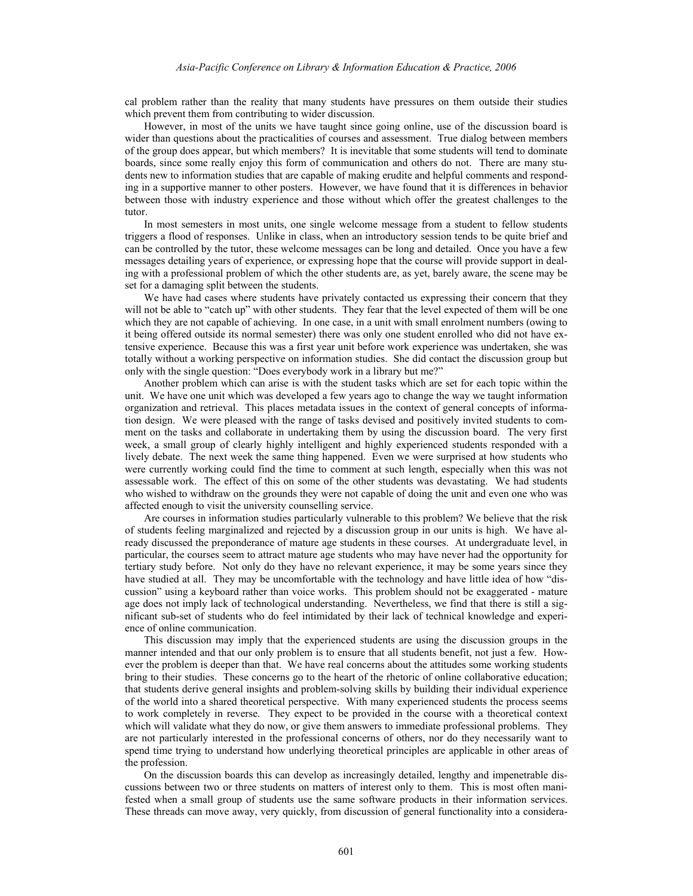cal problem rather than the reality that many students have pressures on them outside their studies which prevent them from contributing to wider discussion.

However, in most of the units we have taught since going online, use of the discussion board is wider than questions about the practicalities of courses and assessment. True dialog between members of the group does appear, but which members? It is inevitable that some students will tend to dominate boards, since some really enjoy this form of communication and others do not. There are many students new to information studies that are capable of making erudite and helpful comments and responding in a supportive manner to other posters. However, we have found that it is differences in behavior between those with industry experience and those without which offer the greatest challenges to the tutor.

In most semesters in most units, one single welcome message from a student to fellow students triggers a flood of responses. Unlike in class, when an introductory session tends to be quite brief and can be controlled by the tutor, these welcome messages can be long and detailed. Once you have a few messages detailing years of experience, or expressing hope that the course will provide support in dealing with a professional problem of which the other students are, as yet, barely aware, the scene may be set for a damaging split between the students.

We have had cases where students have privately contacted us expressing their concern that they will not be able to "catch up" with other students. They fear that the level expected of them will be one which they are not capable of achieving. In one case, in a unit with small enrolment numbers (owing to it being offered outside its normal semester) there was only one student enrolled who did not have extensive experience. Because this was a first year unit before work experience was undertaken, she was totally without a working perspective on information studies. She did contact the discussion group but only with the single question: "Does everybody work in a library but me?"

Another problem which can arise is with the student tasks which are set for each topic within the unit. We have one unit which was developed a few years ago to change the way we taught information organization and retrieval. This places metadata issues in the context of general concepts of information design. We were pleased with the range of tasks devised and positively invited students to comment on the tasks and collaborate in undertaking them by using the discussion board. The very first week, a small group of clearly highly intelligent and highly experienced students responded with a lively debate. The next week the same thing happened. Even we were surprised at how students who were currently working could find the time to comment at such length, especially when this was not assessable work. The effect of this on some of the other students was devastating. We had students who wished to withdraw on the grounds they were not capable of doing the unit and even one who was affected enough to visit the university counselling service.

Are courses in information studies particularly vulnerable to this problem? We believe that the risk of students feeling marginalized and rejected by a discussion group in our units is high. We have already discussed the preponderance of mature age students in these courses. At undergraduate level, in particular, the courses seem to attract mature age students who may have never had the opportunity for tertiary study before. Not only do they have no relevant experience, it may be some years since they have studied at all. They may be uncomfortable with the technology and have little idea of how "discussion" using a keyboard rather than voice works. This problem should not be exaggerated - mature age does not imply lack of technological understanding. Nevertheless, we find that there is still a significant sub-set of students who do feel intimidated by their lack of technical knowledge and experience of online communication.

This discussion may imply that the experienced students are using the discussion groups in the manner intended and that our only problem is to ensure that all students benefit, not just a few. However the problem is deeper than that. We have real concerns about the attitudes some working students bring to their studies. These concerns go to the heart of the rhetoric of online collaborative education; that students derive general insights and problem-solving skills by building their individual experience of the world into a shared theoretical perspective. With many experienced students the process seems to work completely in reverse. They expect to be provided in the course with a theoretical context which will validate what they do now, or give them answers to immediate professional problems. They are not particularly interested in the professional concerns of others, nor do they necessarily want to spend time trying to understand how underlying theoretical principles are applicable in other areas of the profession.

On the discussion boards this can develop as increasingly detailed, lengthy and impenetrable discussions between two or three students on matters of interest only to them. This is most often manifested when a small group of students use the same software products in their information services. These threads can move away, very quickly, from discussion of general functionality into a considera-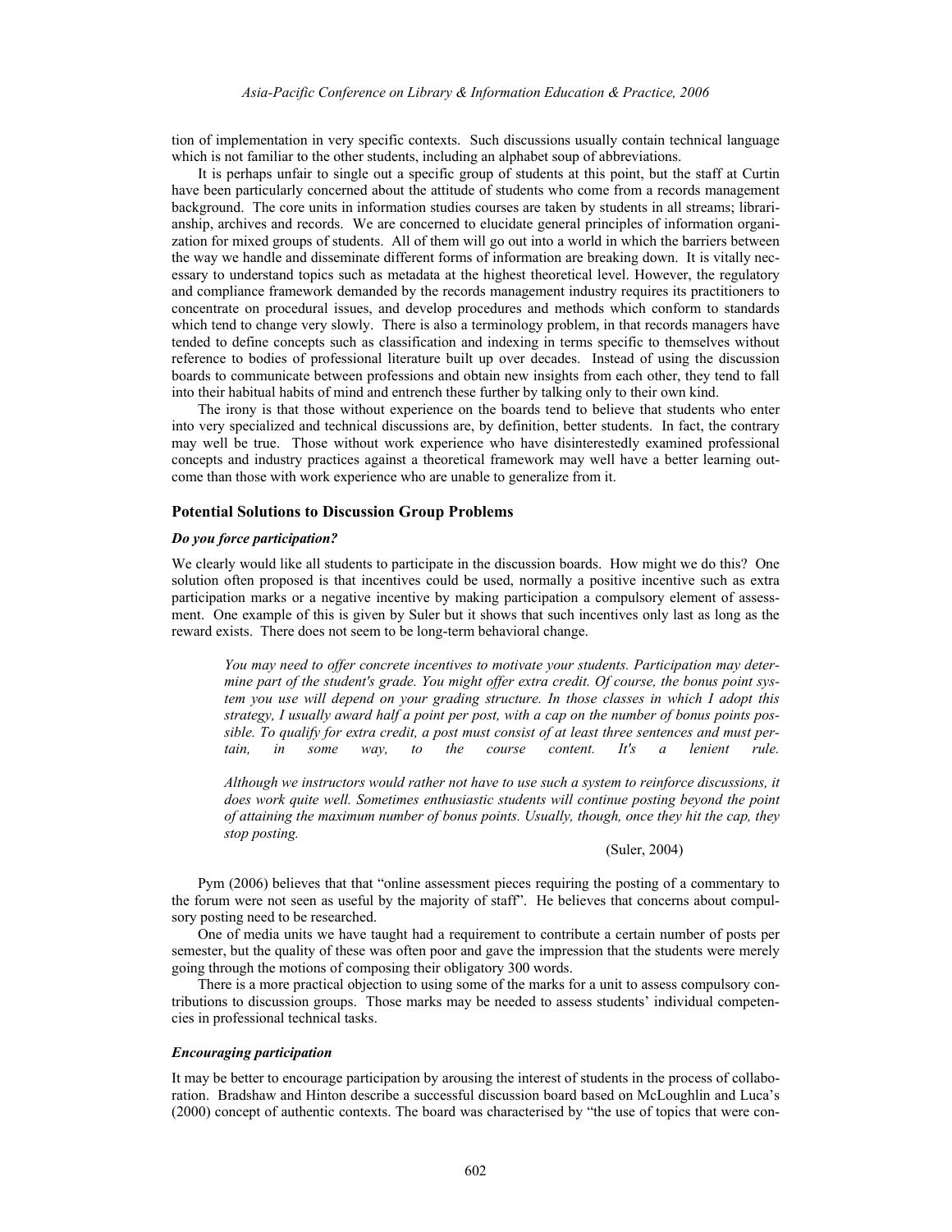tion of implementation in very specific contexts. Such discussions usually contain technical language which is not familiar to the other students, including an alphabet soup of abbreviations.

It is perhaps unfair to single out a specific group of students at this point, but the staff at Curtin have been particularly concerned about the attitude of students who come from a records management background. The core units in information studies courses are taken by students in all streams; librarianship, archives and records. We are concerned to elucidate general principles of information organization for mixed groups of students. All of them will go out into a world in which the barriers between the way we handle and disseminate different forms of information are breaking down. It is vitally necessary to understand topics such as metadata at the highest theoretical level. However, the regulatory and compliance framework demanded by the records management industry requires its practitioners to concentrate on procedural issues, and develop procedures and methods which conform to standards which tend to change very slowly. There is also a terminology problem, in that records managers have tended to define concepts such as classification and indexing in terms specific to themselves without reference to bodies of professional literature built up over decades. Instead of using the discussion boards to communicate between professions and obtain new insights from each other, they tend to fall into their habitual habits of mind and entrench these further by talking only to their own kind.

The irony is that those without experience on the boards tend to believe that students who enter into very specialized and technical discussions are, by definition, better students. In fact, the contrary may well be true. Those without work experience who have disinterestedly examined professional concepts and industry practices against a theoretical framework may well have a better learning outcome than those with work experience who are unable to generalize from it.

### Potential Solutions to Discussion Group Problems

#### *Do you force participation?*

We clearly would like all students to participate in the discussion boards. How might we do this? One solution often proposed is that incentives could be used, normally a positive incentive such as extra participation marks or a negative incentive by making participation a compulsory element of assessment. One example of this is given by Suler but it shows that such incentives only last as long as the reward exists. There does not seem to be long-term behavioral change.

> *You may need to offer concrete incentives to motivate your students. Participation may determine part of the student's grade. You might offer extra credit. Of course, the bonus point system you use will depend on your grading structure. In those classes in which I adopt this strategy, I usually award half a point per post, with a cap on the number of bonus points possible. To qualify for extra credit, a post must consist of at least three sentences and must pertain, in some way, to the course content. It's a lenient rule.*
>
> *Although we instructors would rather not have to use such a system to reinforce discussions, it does work quite well. Sometimes enthusiastic students will continue posting beyond the point of attaining the maximum number of bonus points. Usually, though, once they hit the cap, they stop posting.*
>
> (Suler, 2004)

Pym (2006) believes that that "online assessment pieces requiring the posting of a commentary to the forum were not seen as useful by the majority of staff". He believes that concerns about compulsory posting need to be researched.

One of media units we have taught had a requirement to contribute a certain number of posts per semester, but the quality of these was often poor and gave the impression that the students were merely going through the motions of composing their obligatory 300 words.

There is a more practical objection to using some of the marks for a unit to assess compulsory contributions to discussion groups. Those marks may be needed to assess students' individual competencies in professional technical tasks.

#### *Encouraging participation*

It may be better to encourage participation by arousing the interest of students in the process of collaboration. Bradshaw and Hinton describe a successful discussion board based on McLoughlin and Luca's (2000) concept of authentic contexts. The board was characterised by "the use of topics that were con-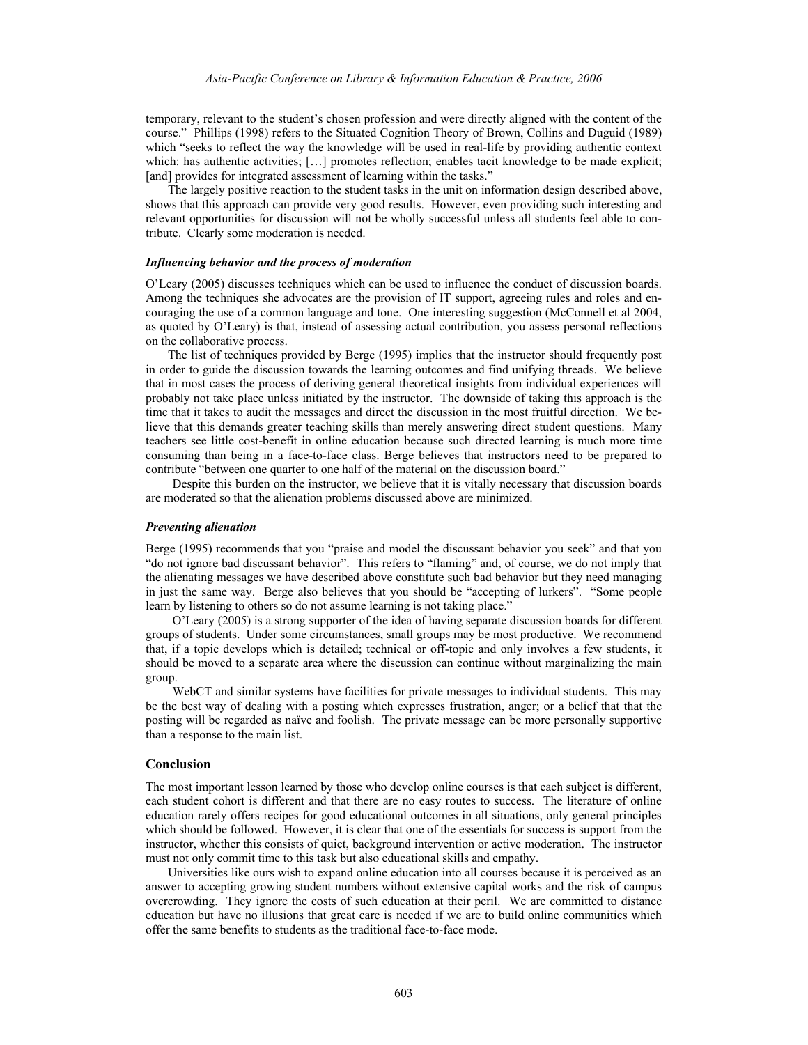temporary, relevant to the student's chosen profession and were directly aligned with the content of the course." Phillips (1998) refers to the Situated Cognition Theory of Brown, Collins and Duguid (1989) which "seeks to reflect the way the knowledge will be used in real-life by providing authentic context which: has authentic activities; […] promotes reflection; enables tacit knowledge to be made explicit; [and] provides for integrated assessment of learning within the tasks."

The largely positive reaction to the student tasks in the unit on information design described above, shows that this approach can provide very good results. However, even providing such interesting and relevant opportunities for discussion will not be wholly successful unless all students feel able to contribute. Clearly some moderation is needed.

### *Influencing behavior and the process of moderation*

O'Leary (2005) discusses techniques which can be used to influence the conduct of discussion boards. Among the techniques she advocates are the provision of IT support, agreeing rules and roles and encouraging the use of a common language and tone. One interesting suggestion (McConnell et al 2004, as quoted by O'Leary) is that, instead of assessing actual contribution, you assess personal reflections on the collaborative process.

The list of techniques provided by Berge (1995) implies that the instructor should frequently post in order to guide the discussion towards the learning outcomes and find unifying threads. We believe that in most cases the process of deriving general theoretical insights from individual experiences will probably not take place unless initiated by the instructor. The downside of taking this approach is the time that it takes to audit the messages and direct the discussion in the most fruitful direction. We believe that this demands greater teaching skills than merely answering direct student questions. Many teachers see little cost-benefit in online education because such directed learning is much more time consuming than being in a face-to-face class. Berge believes that instructors need to be prepared to contribute "between one quarter to one half of the material on the discussion board."

Despite this burden on the instructor, we believe that it is vitally necessary that discussion boards are moderated so that the alienation problems discussed above are minimized.

### *Preventing alienation*

Berge (1995) recommends that you "praise and model the discussant behavior you seek" and that you "do not ignore bad discussant behavior". This refers to "flaming" and, of course, we do not imply that the alienating messages we have described above constitute such bad behavior but they need managing in just the same way. Berge also believes that you should be "accepting of lurkers". "Some people learn by listening to others so do not assume learning is not taking place."

O'Leary (2005) is a strong supporter of the idea of having separate discussion boards for different groups of students. Under some circumstances, small groups may be most productive. We recommend that, if a topic develops which is detailed; technical or off-topic and only involves a few students, it should be moved to a separate area where the discussion can continue without marginalizing the main group.

WebCT and similar systems have facilities for private messages to individual students. This may be the best way of dealing with a posting which expresses frustration, anger; or a belief that that the posting will be regarded as naïve and foolish. The private message can be more personally supportive than a response to the main list.

## Conclusion

The most important lesson learned by those who develop online courses is that each subject is different, each student cohort is different and that there are no easy routes to success. The literature of online education rarely offers recipes for good educational outcomes in all situations, only general principles which should be followed. However, it is clear that one of the essentials for success is support from the instructor, whether this consists of quiet, background intervention or active moderation. The instructor must not only commit time to this task but also educational skills and empathy.

Universities like ours wish to expand online education into all courses because it is perceived as an answer to accepting growing student numbers without extensive capital works and the risk of campus overcrowding. They ignore the costs of such education at their peril. We are committed to distance education but have no illusions that great care is needed if we are to build online communities which offer the same benefits to students as the traditional face-to-face mode.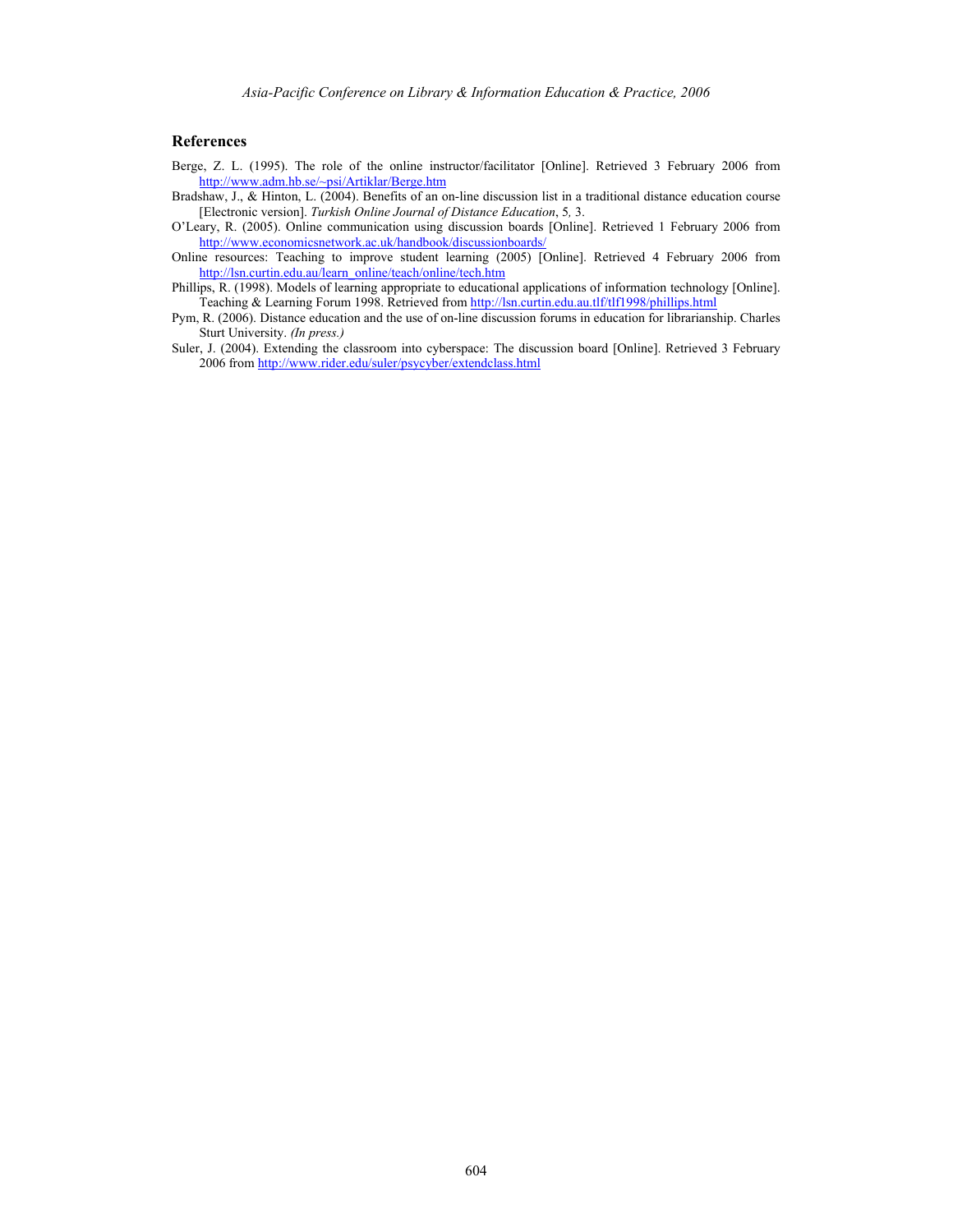## References

Berge, Z. L. (1995). The role of the online instructor/facilitator [Online]. Retrieved 3 February 2006 from http://www.adm.hb.se/~psi/Artiklar/Berge.htm

Bradshaw, J., & Hinton, L. (2004). Benefits of an on-line discussion list in a traditional distance education course [Electronic version]. *Turkish Online Journal of Distance Education*, 5*,* 3.

O'Leary, R. (2005). Online communication using discussion boards [Online]. Retrieved 1 February 2006 from http://www.economicsnetwork.ac.uk/handbook/discussionboards/

Online resources: Teaching to improve student learning (2005) [Online]. Retrieved 4 February 2006 from http://lsn.curtin.edu.au/learn_online/teach/online/tech.htm

Phillips, R. (1998). Models of learning appropriate to educational applications of information technology [Online]. Teaching & Learning Forum 1998. Retrieved from http://lsn.curtin.edu.au.tlf/tlf1998/phillips.html

Pym, R. (2006). Distance education and the use of on-line discussion forums in education for librarianship. Charles Sturt University. *(In press.)*

Suler, J. (2004). Extending the classroom into cyberspace: The discussion board [Online]. Retrieved 3 February 2006 from http://www.rider.edu/suler/psycyber/extendclass.html